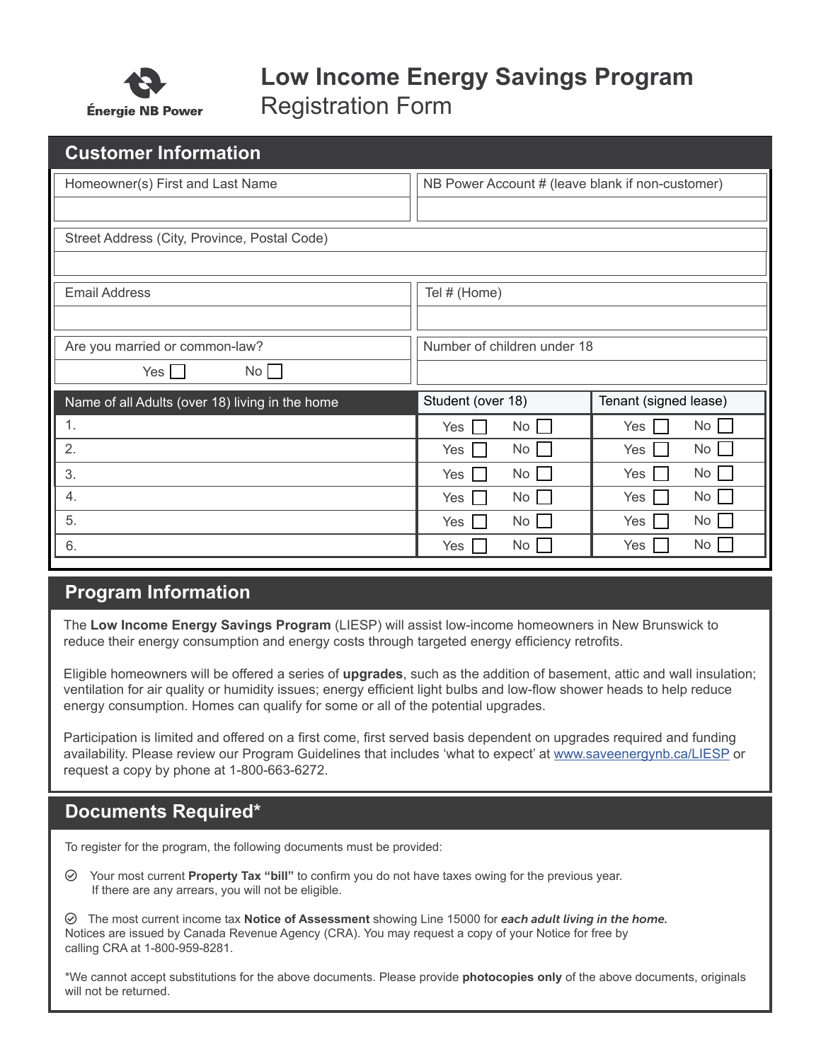Énergie NB Power

# Low Income Energy Savings Program
Registration Form

## Customer Information

| Homeowner(s) First and Last Name | NB Power Account # (leave blank if non-customer) |
|---|---|
| | |

| Street Address (City, Province, Postal Code) |
|---|
| |

| Email Address | Tel # (Home) |
|---|---|
| | |

| Are you married or common-law? | Number of children under 18 |
|---|---|
| Yes ☐ No ☐ | |

| Name of all Adults (over 18) living in the home | Student (over 18) | Tenant (signed lease) |
|---|---|---|
| 1. | Yes ☐ No ☐ | Yes ☐ No ☐ |
| 2. | Yes ☐ No ☐ | Yes ☐ No ☐ |
| 3. | Yes ☐ No ☐ | Yes ☐ No ☐ |
| 4. | Yes ☐ No ☐ | Yes ☐ No ☐ |
| 5. | Yes ☐ No ☐ | Yes ☐ No ☐ |
| 6. | Yes ☐ No ☐ | Yes ☐ No ☐ |

## Program Information

The **Low Income Energy Savings Program** (LIESP) will assist low-income homeowners in New Brunswick to reduce their energy consumption and energy costs through targeted energy efficiency retrofits.

Eligible homeowners will be offered a series of **upgrades**, such as the addition of basement, attic and wall insulation; ventilation for air quality or humidity issues; energy efficient light bulbs and low-flow shower heads to help reduce energy consumption. Homes can qualify for some or all of the potential upgrades.

Participation is limited and offered on a first come, first served basis dependent on upgrades required and funding availability. Please review our Program Guidelines that includes 'what to expect' at www.saveenergynb.ca/LIESP or request a copy by phone at 1-800-663-6272.

## Documents Required*

To register for the program, the following documents must be provided:

- Your most current **Property Tax "bill"** to confirm you do not have taxes owing for the previous year. If there are any arrears, you will not be eligible.
- The most current income tax **Notice of Assessment** showing Line 15000 for ***each adult living in the home.*** Notices are issued by Canada Revenue Agency (CRA). You may request a copy of your Notice for free by calling CRA at 1-800-959-8281.

*We cannot accept substitutions for the above documents. Please provide **photocopies only** of the above documents, originals will not be returned.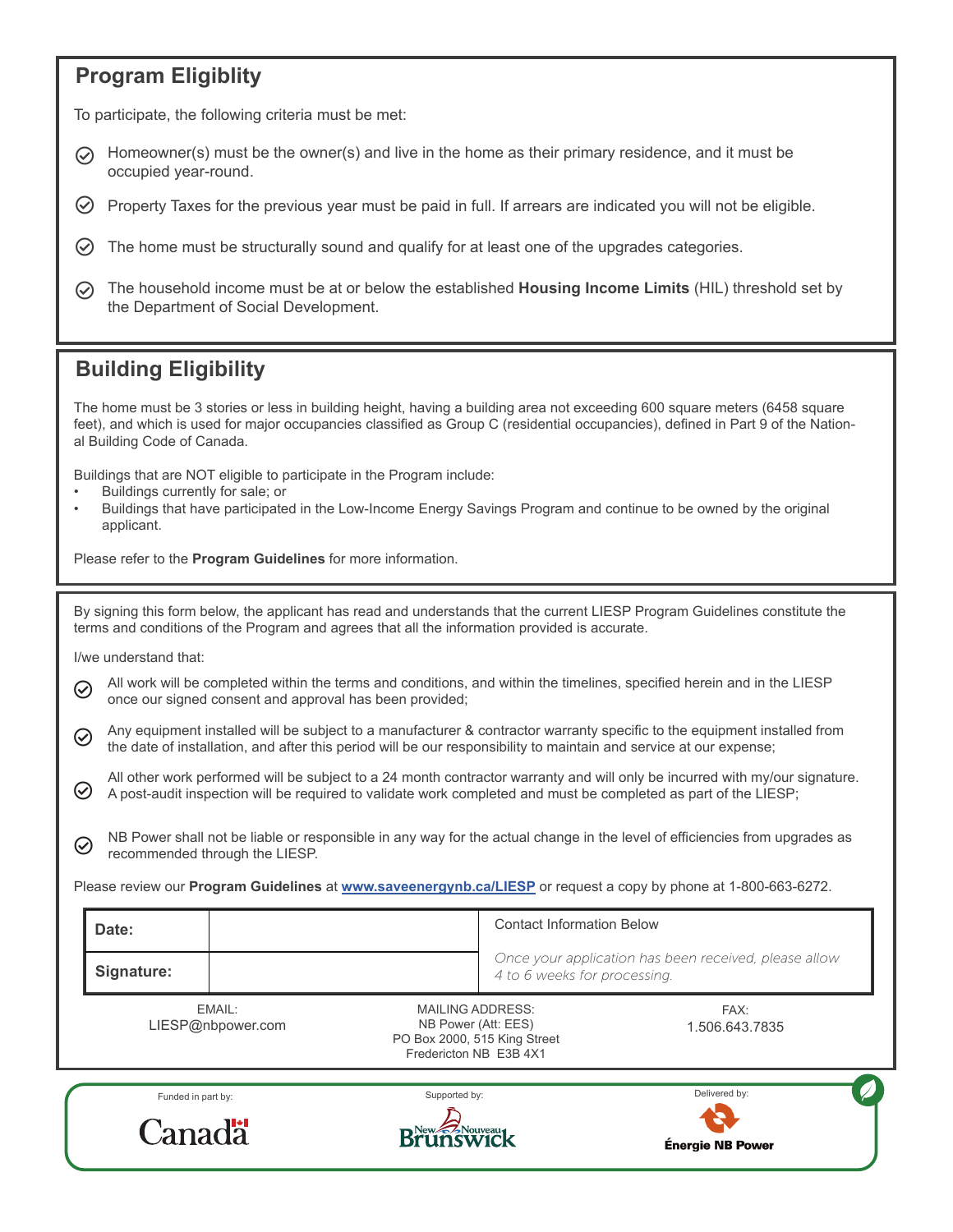## Program Eligiblity

To participate, the following criteria must be met:

- Homeowner(s) must be the owner(s) and live in the home as their primary residence, and it must be occupied year-round.
- Property Taxes for the previous year must be paid in full. If arrears are indicated you will not be eligible.
- The home must be structurally sound and qualify for at least one of the upgrades categories.
- The household income must be at or below the established **Housing Income Limits** (HIL) threshold set by the Department of Social Development.

## Building Eligibility

The home must be 3 stories or less in building height, having a building area not exceeding 600 square meters (6458 square feet), and which is used for major occupancies classified as Group C (residential occupancies), defined in Part 9 of the National Building Code of Canada.

Buildings that are NOT eligible to participate in the Program include:

- Buildings currently for sale; or
- Buildings that have participated in the Low-Income Energy Savings Program and continue to be owned by the original applicant.

Please refer to the **Program Guidelines** for more information.

By signing this form below, the applicant has read and understands that the current LIESP Program Guidelines constitute the terms and conditions of the Program and agrees that all the information provided is accurate.

I/we understand that:

- All work will be completed within the terms and conditions, and within the timelines, specified herein and in the LIESP once our signed consent and approval has been provided;
- Any equipment installed will be subject to a manufacturer & contractor warranty specific to the equipment installed from the date of installation, and after this period will be our responsibility to maintain and service at our expense;
- All other work performed will be subject to a 24 month contractor warranty and will only be incurred with my/our signature. A post-audit inspection will be required to validate work completed and must be completed as part of the LIESP;
- NB Power shall not be liable or responsible in any way for the actual change in the level of efficiencies from upgrades as recommended through the LIESP.

Please review our **Program Guidelines** at **[www.saveenergynb.ca/LIESP](http://www.saveenergynb.ca/LIESP)** or request a copy by phone at 1-800-663-6272.

| | | |
|---|---|---|
| **Date:** | | Contact Information Below |
| **Signature:** | | *Once your application has been received, please allow 4 to 6 weeks for processing.* |

EMAIL:
LIESP@nbpower.com

MAILING ADDRESS:
NB Power (Att: EES)
PO Box 2000, 515 King Street
Fredericton NB E3B 4X1

FAX:
1.506.643.7835

Funded in part by: Canada

Supported by: New Nouveau Brunswick

Delivered by: Énergie NB Power